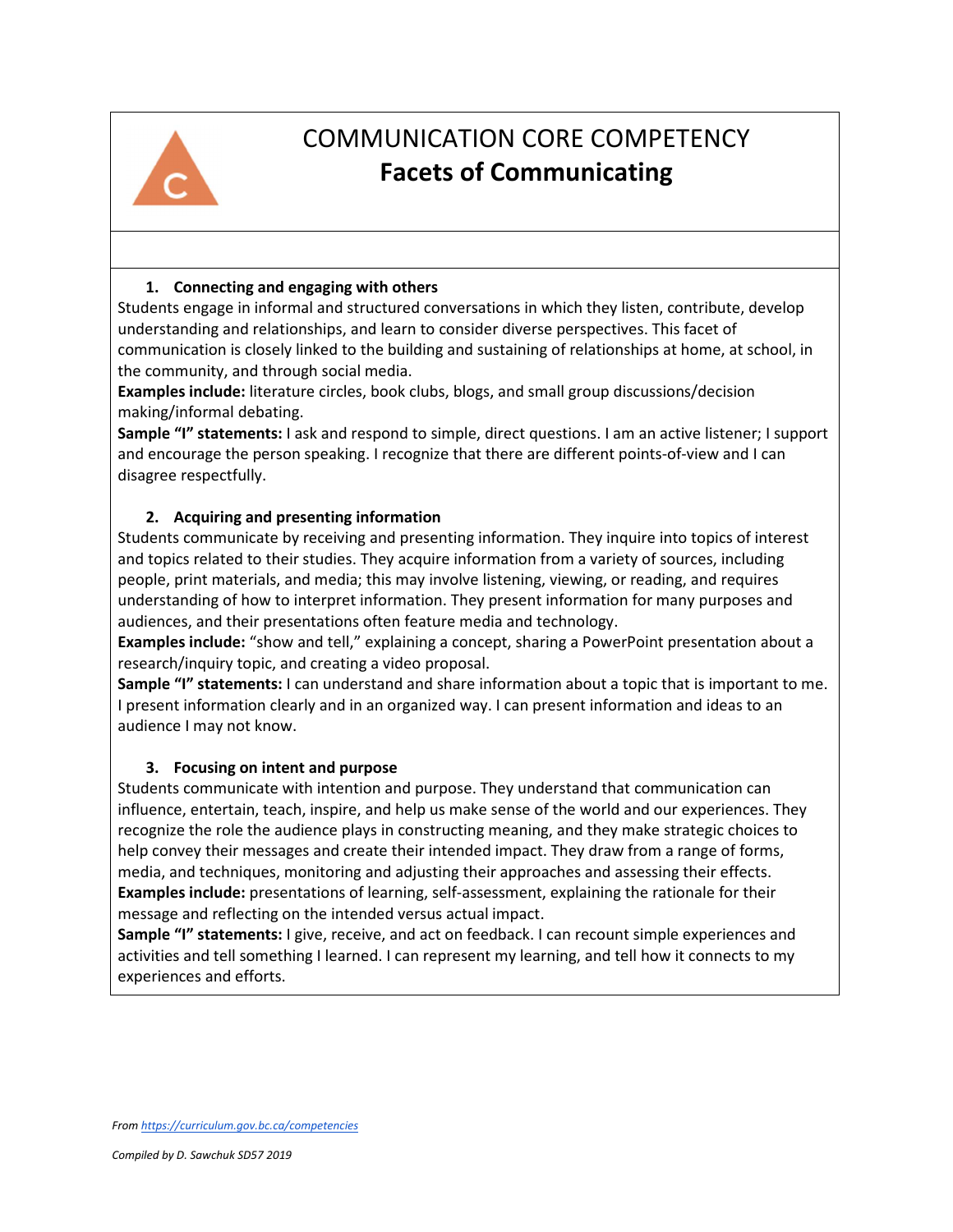# COMMUNICATION CORE COMPETENCY

## Facets of Communicating

### 1. Connecting and engaging with others

Students engage in informal and structured conversations in which they listen, contribute, develop understanding and relationships, and learn to consider diverse perspectives. This facet of communication is closely linked to the building and sustaining of relationships at home, at school, in the community, and through social media.

**Examples include:** literature circles, book clubs, blogs, and small group discussions/decision making/informal debating.

**Sample "I" statements:** I ask and respond to simple, direct questions. I am an active listener; I support and encourage the person speaking. I recognize that there are different points-of-view and I can disagree respectfully.

### 2. Acquiring and presenting information

Students communicate by receiving and presenting information. They inquire into topics of interest and topics related to their studies. They acquire information from a variety of sources, including people, print materials, and media; this may involve listening, viewing, or reading, and requires understanding of how to interpret information. They present information for many purposes and audiences, and their presentations often feature media and technology.

**Examples include:** "show and tell," explaining a concept, sharing a PowerPoint presentation about a research/inquiry topic, and creating a video proposal.

**Sample "I" statements:** I can understand and share information about a topic that is important to me. I present information clearly and in an organized way. I can present information and ideas to an audience I may not know.

### 3. Focusing on intent and purpose

Students communicate with intention and purpose. They understand that communication can influence, entertain, teach, inspire, and help us make sense of the world and our experiences. They recognize the role the audience plays in constructing meaning, and they make strategic choices to help convey their messages and create their intended impact. They draw from a range of forms, media, and techniques, monitoring and adjusting their approaches and assessing their effects.

**Examples include:** presentations of learning, self-assessment, explaining the rationale for their message and reflecting on the intended versus actual impact.

**Sample "I" statements:** I give, receive, and act on feedback. I can recount simple experiences and activities and tell something I learned. I can represent my learning, and tell how it connects to my experiences and efforts.

*From https://curriculum.gov.bc.ca/competencies*

*Compiled by D. Sawchuk SD57 2019*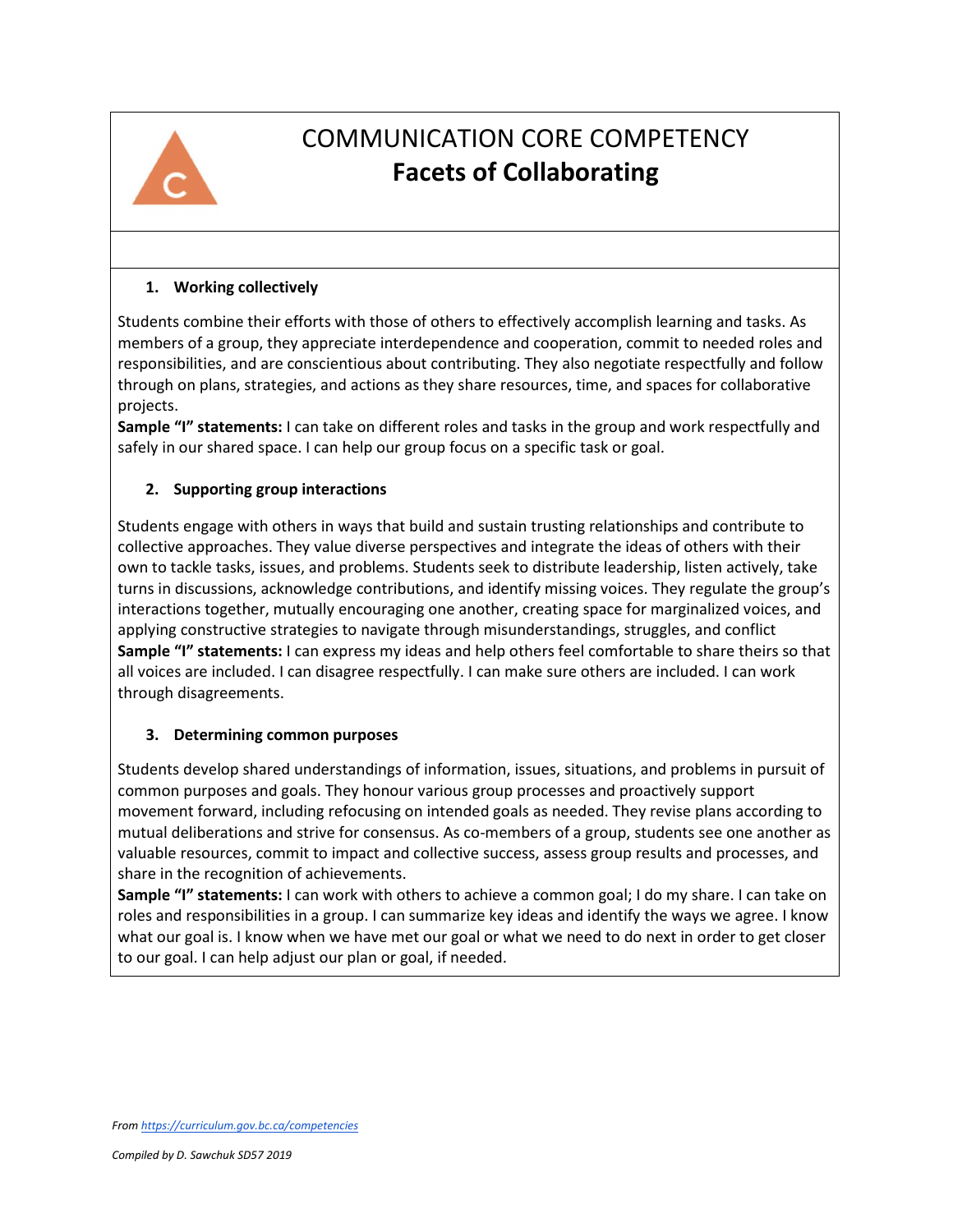# COMMUNICATION CORE COMPETENCY
## Facets of Collaborating

### 1. Working collectively

Students combine their efforts with those of others to effectively accomplish learning and tasks. As members of a group, they appreciate interdependence and cooperation, commit to needed roles and responsibilities, and are conscientious about contributing. They also negotiate respectfully and follow through on plans, strategies, and actions as they share resources, time, and spaces for collaborative projects.

**Sample "I" statements:** I can take on different roles and tasks in the group and work respectfully and safely in our shared space. I can help our group focus on a specific task or goal.

### 2. Supporting group interactions

Students engage with others in ways that build and sustain trusting relationships and contribute to collective approaches. They value diverse perspectives and integrate the ideas of others with their own to tackle tasks, issues, and problems. Students seek to distribute leadership, listen actively, take turns in discussions, acknowledge contributions, and identify missing voices. They regulate the group's interactions together, mutually encouraging one another, creating space for marginalized voices, and applying constructive strategies to navigate through misunderstandings, struggles, and conflict

**Sample "I" statements:** I can express my ideas and help others feel comfortable to share theirs so that all voices are included. I can disagree respectfully. I can make sure others are included. I can work through disagreements.

### 3. Determining common purposes

Students develop shared understandings of information, issues, situations, and problems in pursuit of common purposes and goals. They honour various group processes and proactively support movement forward, including refocusing on intended goals as needed. They revise plans according to mutual deliberations and strive for consensus. As co-members of a group, students see one another as valuable resources, commit to impact and collective success, assess group results and processes, and share in the recognition of achievements.

**Sample "I" statements:** I can work with others to achieve a common goal; I do my share. I can take on roles and responsibilities in a group. I can summarize key ideas and identify the ways we agree. I know what our goal is. I know when we have met our goal or what we need to do next in order to get closer to our goal. I can help adjust our plan or goal, if needed.

*From https://curriculum.gov.bc.ca/competencies*

*Compiled by D. Sawchuk SD57 2019*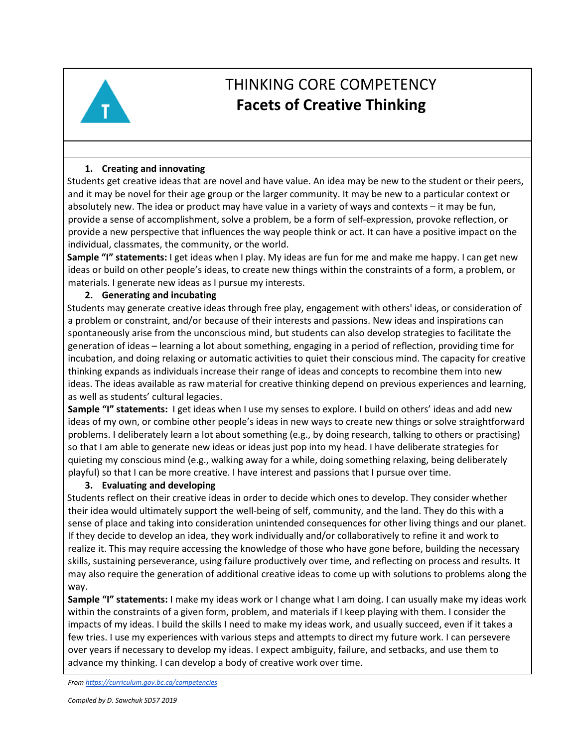# THINKING CORE COMPETENCY
## Facets of Creative Thinking

### 1. Creating and innovating

Students get creative ideas that are novel and have value. An idea may be new to the student or their peers, and it may be novel for their age group or the larger community. It may be new to a particular context or absolutely new. The idea or product may have value in a variety of ways and contexts – it may be fun, provide a sense of accomplishment, solve a problem, be a form of self-expression, provoke reflection, or provide a new perspective that influences the way people think or act. It can have a positive impact on the individual, classmates, the community, or the world.

**Sample "I" statements:** I get ideas when I play. My ideas are fun for me and make me happy. I can get new ideas or build on other people's ideas, to create new things within the constraints of a form, a problem, or materials. I generate new ideas as I pursue my interests.

### 2. Generating and incubating

Students may generate creative ideas through free play, engagement with others' ideas, or consideration of a problem or constraint, and/or because of their interests and passions. New ideas and inspirations can spontaneously arise from the unconscious mind, but students can also develop strategies to facilitate the generation of ideas – learning a lot about something, engaging in a period of reflection, providing time for incubation, and doing relaxing or automatic activities to quiet their conscious mind. The capacity for creative thinking expands as individuals increase their range of ideas and concepts to recombine them into new ideas. The ideas available as raw material for creative thinking depend on previous experiences and learning, as well as students' cultural legacies.

**Sample "I" statements:** I get ideas when I use my senses to explore. I build on others' ideas and add new ideas of my own, or combine other people's ideas in new ways to create new things or solve straightforward problems. I deliberately learn a lot about something (e.g., by doing research, talking to others or practising) so that I am able to generate new ideas or ideas just pop into my head. I have deliberate strategies for quieting my conscious mind (e.g., walking away for a while, doing something relaxing, being deliberately playful) so that I can be more creative. I have interest and passions that I pursue over time.

### 3. Evaluating and developing

Students reflect on their creative ideas in order to decide which ones to develop. They consider whether their idea would ultimately support the well-being of self, community, and the land. They do this with a sense of place and taking into consideration unintended consequences for other living things and our planet. If they decide to develop an idea, they work individually and/or collaboratively to refine it and work to realize it. This may require accessing the knowledge of those who have gone before, building the necessary skills, sustaining perseverance, using failure productively over time, and reflecting on process and results. It may also require the generation of additional creative ideas to come up with solutions to problems along the way.

**Sample "I" statements:** I make my ideas work or I change what I am doing. I can usually make my ideas work within the constraints of a given form, problem, and materials if I keep playing with them. I consider the impacts of my ideas. I build the skills I need to make my ideas work, and usually succeed, even if it takes a few tries. I use my experiences with various steps and attempts to direct my future work. I can persevere over years if necessary to develop my ideas. I expect ambiguity, failure, and setbacks, and use them to advance my thinking. I can develop a body of creative work over time.

*From https://curriculum.gov.bc.ca/competencies*

*Compiled by D. Sawchuk SD57 2019*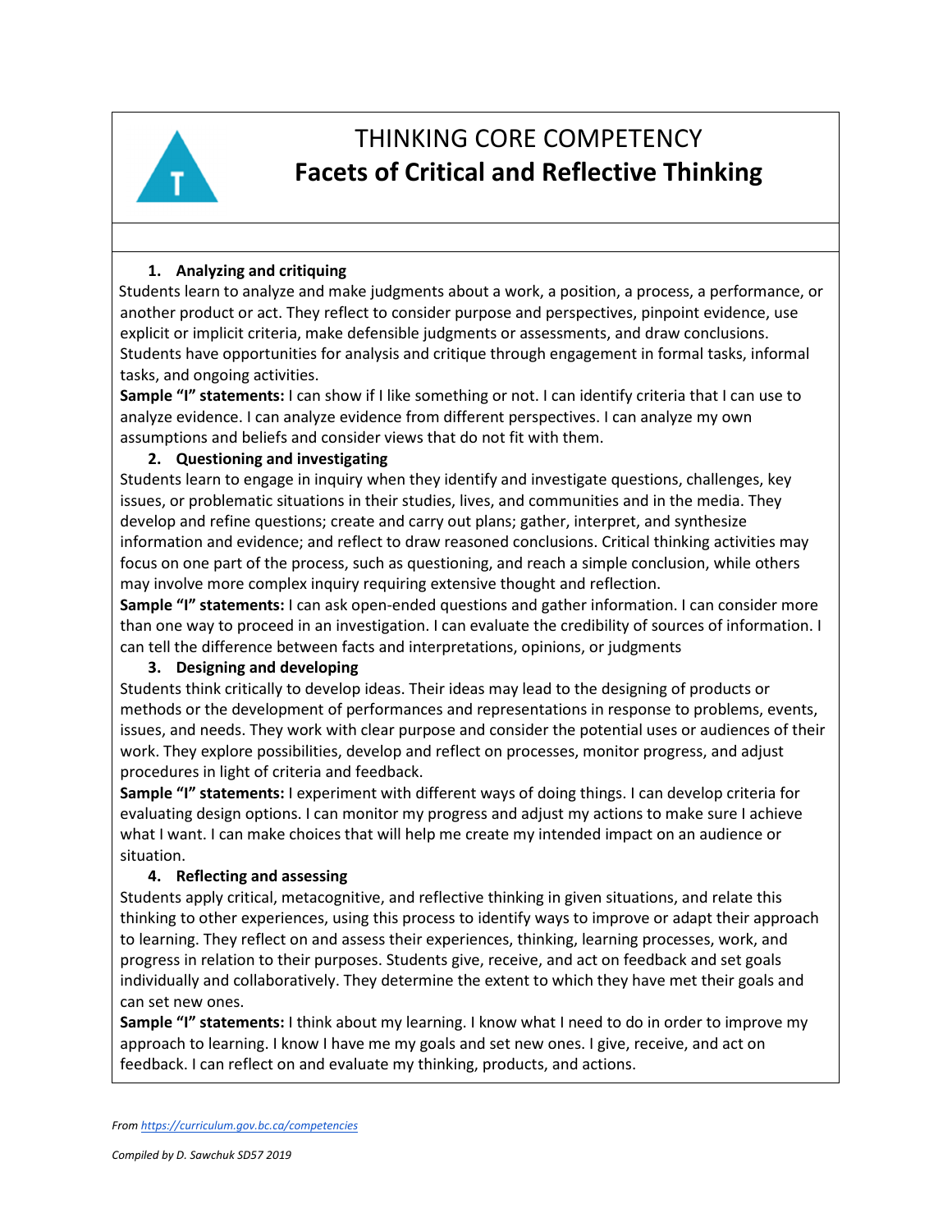# THINKING CORE COMPETENCY
## Facets of Critical and Reflective Thinking

### 1. Analyzing and critiquing

Students learn to analyze and make judgments about a work, a position, a process, a performance, or another product or act. They reflect to consider purpose and perspectives, pinpoint evidence, use explicit or implicit criteria, make defensible judgments or assessments, and draw conclusions. Students have opportunities for analysis and critique through engagement in formal tasks, informal tasks, and ongoing activities.

**Sample "I" statements:** I can show if I like something or not. I can identify criteria that I can use to analyze evidence. I can analyze evidence from different perspectives. I can analyze my own assumptions and beliefs and consider views that do not fit with them.

### 2. Questioning and investigating

Students learn to engage in inquiry when they identify and investigate questions, challenges, key issues, or problematic situations in their studies, lives, and communities and in the media. They develop and refine questions; create and carry out plans; gather, interpret, and synthesize information and evidence; and reflect to draw reasoned conclusions. Critical thinking activities may focus on one part of the process, such as questioning, and reach a simple conclusion, while others may involve more complex inquiry requiring extensive thought and reflection.

**Sample "I" statements:** I can ask open-ended questions and gather information. I can consider more than one way to proceed in an investigation. I can evaluate the credibility of sources of information. I can tell the difference between facts and interpretations, opinions, or judgments

### 3. Designing and developing

Students think critically to develop ideas. Their ideas may lead to the designing of products or methods or the development of performances and representations in response to problems, events, issues, and needs. They work with clear purpose and consider the potential uses or audiences of their work. They explore possibilities, develop and reflect on processes, monitor progress, and adjust procedures in light of criteria and feedback.

**Sample "I" statements:** I experiment with different ways of doing things. I can develop criteria for evaluating design options. I can monitor my progress and adjust my actions to make sure I achieve what I want. I can make choices that will help me create my intended impact on an audience or situation.

### 4. Reflecting and assessing

Students apply critical, metacognitive, and reflective thinking in given situations, and relate this thinking to other experiences, using this process to identify ways to improve or adapt their approach to learning. They reflect on and assess their experiences, thinking, learning processes, work, and progress in relation to their purposes. Students give, receive, and act on feedback and set goals individually and collaboratively. They determine the extent to which they have met their goals and can set new ones.

**Sample "I" statements:** I think about my learning. I know what I need to do in order to improve my approach to learning. I know I have me my goals and set new ones. I give, receive, and act on feedback. I can reflect on and evaluate my thinking, products, and actions.

*From https://curriculum.gov.bc.ca/competencies*

*Compiled by D. Sawchuk SD57 2019*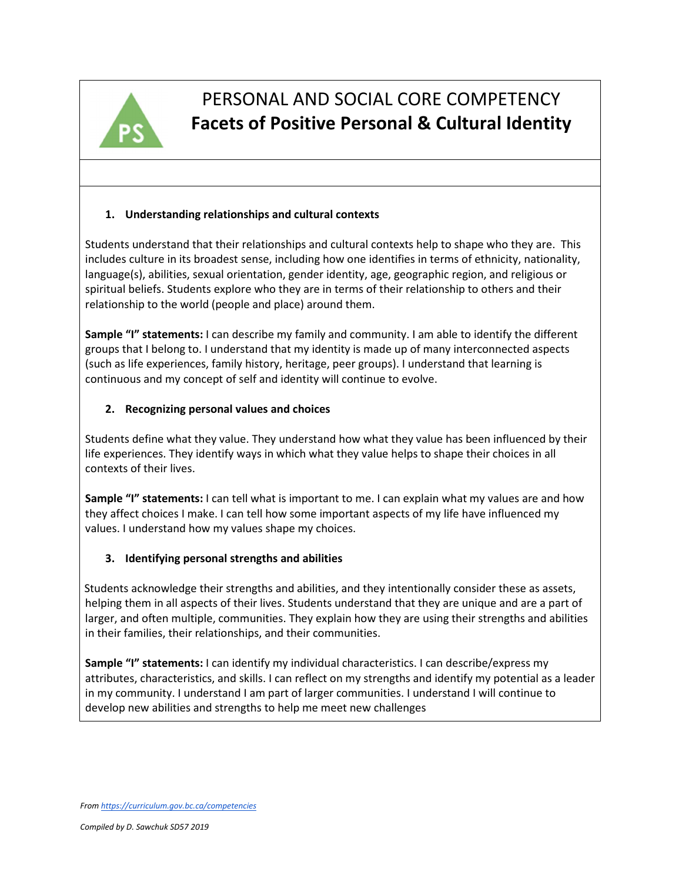# PERSONAL AND SOCIAL CORE COMPETENCY
## Facets of Positive Personal & Cultural Identity

### 1. Understanding relationships and cultural contexts

Students understand that their relationships and cultural contexts help to shape who they are. This includes culture in its broadest sense, including how one identifies in terms of ethnicity, nationality, language(s), abilities, sexual orientation, gender identity, age, geographic region, and religious or spiritual beliefs. Students explore who they are in terms of their relationship to others and their relationship to the world (people and place) around them.

**Sample "I" statements:** I can describe my family and community. I am able to identify the different groups that I belong to. I understand that my identity is made up of many interconnected aspects (such as life experiences, family history, heritage, peer groups). I understand that learning is continuous and my concept of self and identity will continue to evolve.

### 2. Recognizing personal values and choices

Students define what they value. They understand how what they value has been influenced by their life experiences. They identify ways in which what they value helps to shape their choices in all contexts of their lives.

**Sample "I" statements:** I can tell what is important to me. I can explain what my values are and how they affect choices I make. I can tell how some important aspects of my life have influenced my values. I understand how my values shape my choices.

### 3. Identifying personal strengths and abilities

Students acknowledge their strengths and abilities, and they intentionally consider these as assets, helping them in all aspects of their lives. Students understand that they are unique and are a part of larger, and often multiple, communities. They explain how they are using their strengths and abilities in their families, their relationships, and their communities.

**Sample "I" statements:** I can identify my individual characteristics. I can describe/express my attributes, characteristics, and skills. I can reflect on my strengths and identify my potential as a leader in my community. I understand I am part of larger communities. I understand I will continue to develop new abilities and strengths to help me meet new challenges

*From [https://curriculum.gov.bc.ca/competencies](https://curriculum.gov.bc.ca/competencies)*

*Compiled by D. Sawchuk SD57 2019*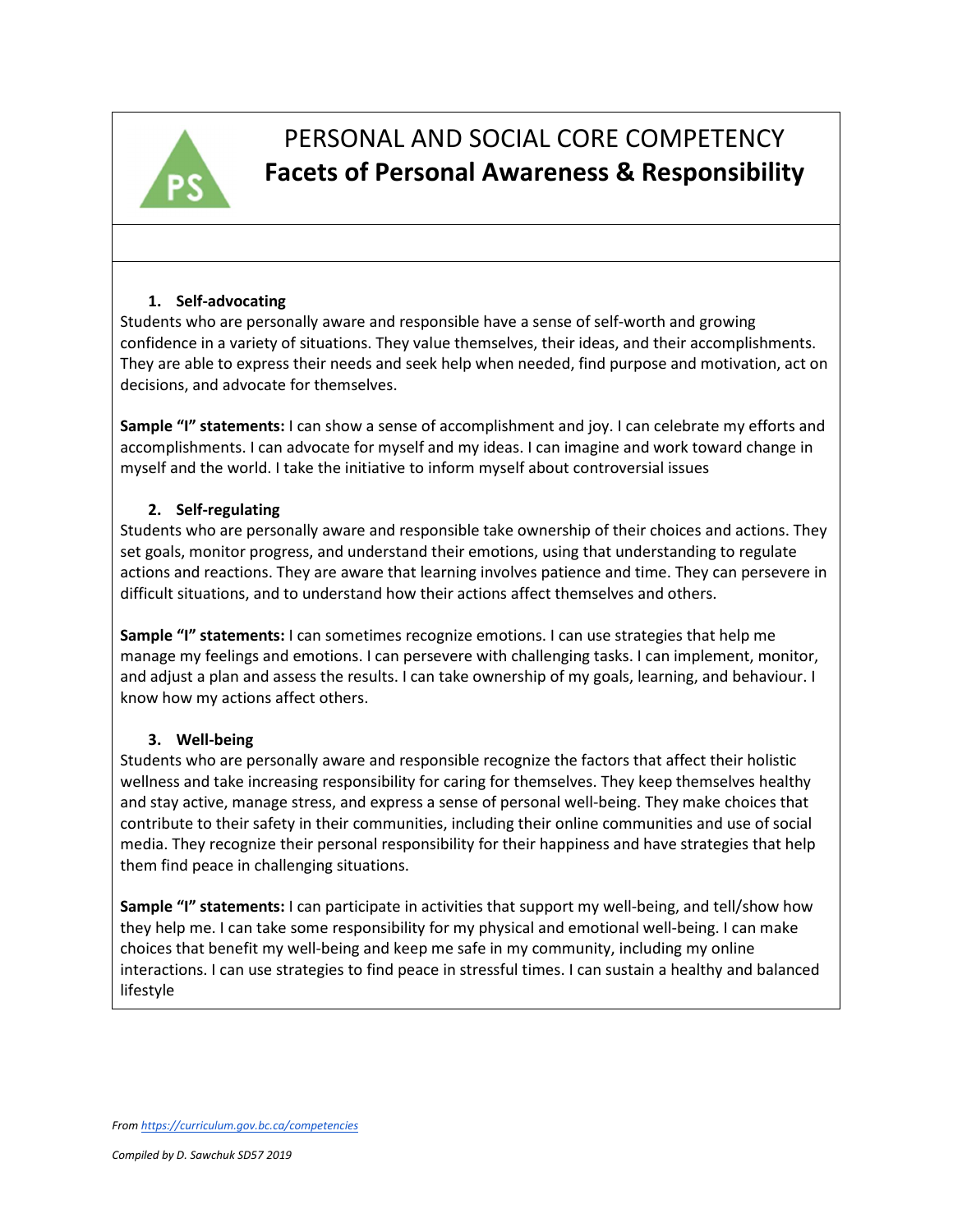# PERSONAL AND SOCIAL CORE COMPETENCY

## Facets of Personal Awareness & Responsibility

### 1. Self-advocating

Students who are personally aware and responsible have a sense of self-worth and growing confidence in a variety of situations. They value themselves, their ideas, and their accomplishments. They are able to express their needs and seek help when needed, find purpose and motivation, act on decisions, and advocate for themselves.

**Sample "I" statements:** I can show a sense of accomplishment and joy. I can celebrate my efforts and accomplishments. I can advocate for myself and my ideas. I can imagine and work toward change in myself and the world. I take the initiative to inform myself about controversial issues

### 2. Self-regulating

Students who are personally aware and responsible take ownership of their choices and actions. They set goals, monitor progress, and understand their emotions, using that understanding to regulate actions and reactions. They are aware that learning involves patience and time. They can persevere in difficult situations, and to understand how their actions affect themselves and others.

**Sample "I" statements:** I can sometimes recognize emotions. I can use strategies that help me manage my feelings and emotions. I can persevere with challenging tasks. I can implement, monitor, and adjust a plan and assess the results. I can take ownership of my goals, learning, and behaviour. I know how my actions affect others.

### 3. Well-being

Students who are personally aware and responsible recognize the factors that affect their holistic wellness and take increasing responsibility for caring for themselves. They keep themselves healthy and stay active, manage stress, and express a sense of personal well-being. They make choices that contribute to their safety in their communities, including their online communities and use of social media. They recognize their personal responsibility for their happiness and have strategies that help them find peace in challenging situations.

**Sample "I" statements:** I can participate in activities that support my well-being, and tell/show how they help me. I can take some responsibility for my physical and emotional well-being. I can make choices that benefit my well-being and keep me safe in my community, including my online interactions. I can use strategies to find peace in stressful times. I can sustain a healthy and balanced lifestyle

*From https://curriculum.gov.bc.ca/competencies*

*Compiled by D. Sawchuk SD57 2019*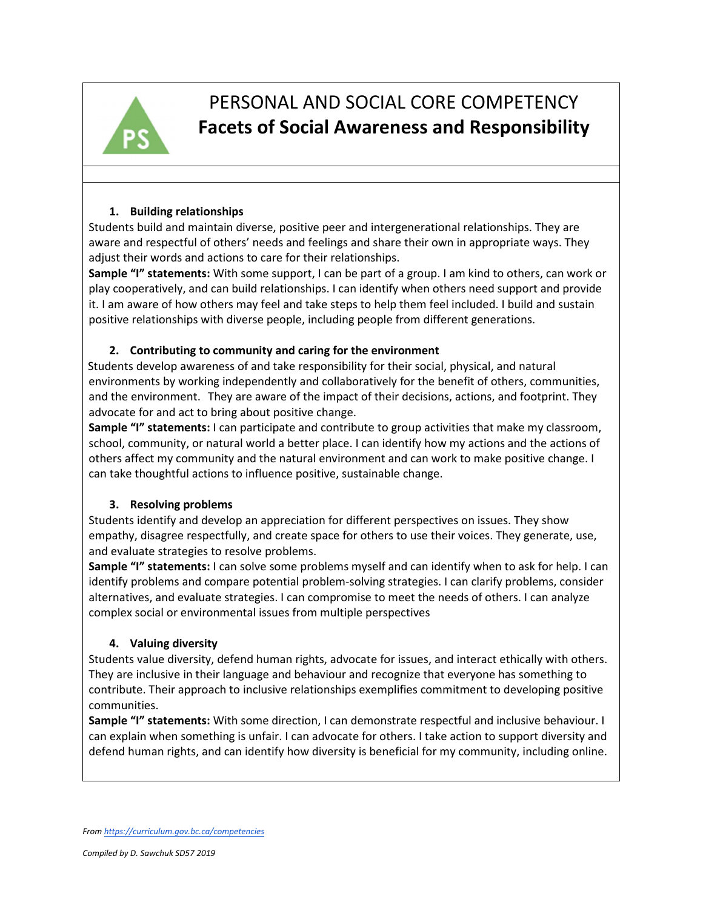PS

# PERSONAL AND SOCIAL CORE COMPETENCY
# **Facets of Social Awareness and Responsibility**

1. **Building relationships**

Students build and maintain diverse, positive peer and intergenerational relationships. They are aware and respectful of others' needs and feelings and share their own in appropriate ways. They adjust their words and actions to care for their relationships.

**Sample "I" statements:** With some support, I can be part of a group. I am kind to others, can work or play cooperatively, and can build relationships. I can identify when others need support and provide it. I am aware of how others may feel and take steps to help them feel included. I build and sustain positive relationships with diverse people, including people from different generations.

2. **Contributing to community and caring for the environment**

Students develop awareness of and take responsibility for their social, physical, and natural environments by working independently and collaboratively for the benefit of others, communities, and the environment. They are aware of the impact of their decisions, actions, and footprint. They advocate for and act to bring about positive change.

**Sample "I" statements:** I can participate and contribute to group activities that make my classroom, school, community, or natural world a better place. I can identify how my actions and the actions of others affect my community and the natural environment and can work to make positive change. I can take thoughtful actions to influence positive, sustainable change.

3. **Resolving problems**

Students identify and develop an appreciation for different perspectives on issues. They show empathy, disagree respectfully, and create space for others to use their voices. They generate, use, and evaluate strategies to resolve problems.

**Sample "I" statements:** I can solve some problems myself and can identify when to ask for help. I can identify problems and compare potential problem-solving strategies. I can clarify problems, consider alternatives, and evaluate strategies. I can compromise to meet the needs of others. I can analyze complex social or environmental issues from multiple perspectives

4. **Valuing diversity**

Students value diversity, defend human rights, advocate for issues, and interact ethically with others. They are inclusive in their language and behaviour and recognize that everyone has something to contribute. Their approach to inclusive relationships exemplifies commitment to developing positive communities.

**Sample "I" statements:** With some direction, I can demonstrate respectful and inclusive behaviour. I can explain when something is unfair. I can advocate for others. I take action to support diversity and defend human rights, and can identify how diversity is beneficial for my community, including online.

*From https://curriculum.gov.bc.ca/competencies*

*Compiled by D. Sawchuk SD57 2019*